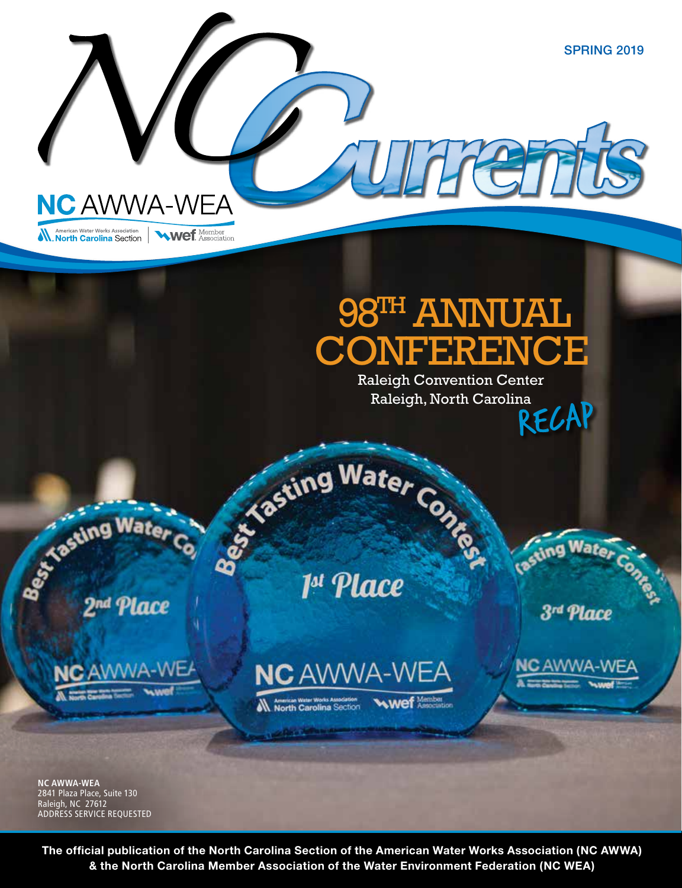SPRING 2019

# NC Currents

NC AWWA-WEA

American Water Works Association North Carolina Section | wef Member Association

# 98TH ANNUAL CONFERENCE

Raleigh Convention Center
Raleigh, North Carolina

RECAP

**NC AWWA-WEA**
2841 Plaza Place, Suite 130
Raleigh, NC 27612
ADDRESS SERVICE REQUESTED

**The official publication of the North Carolina Section of the American Water Works Association (NC AWWA) & the North Carolina Member Association of the Water Environment Federation (NC WEA)**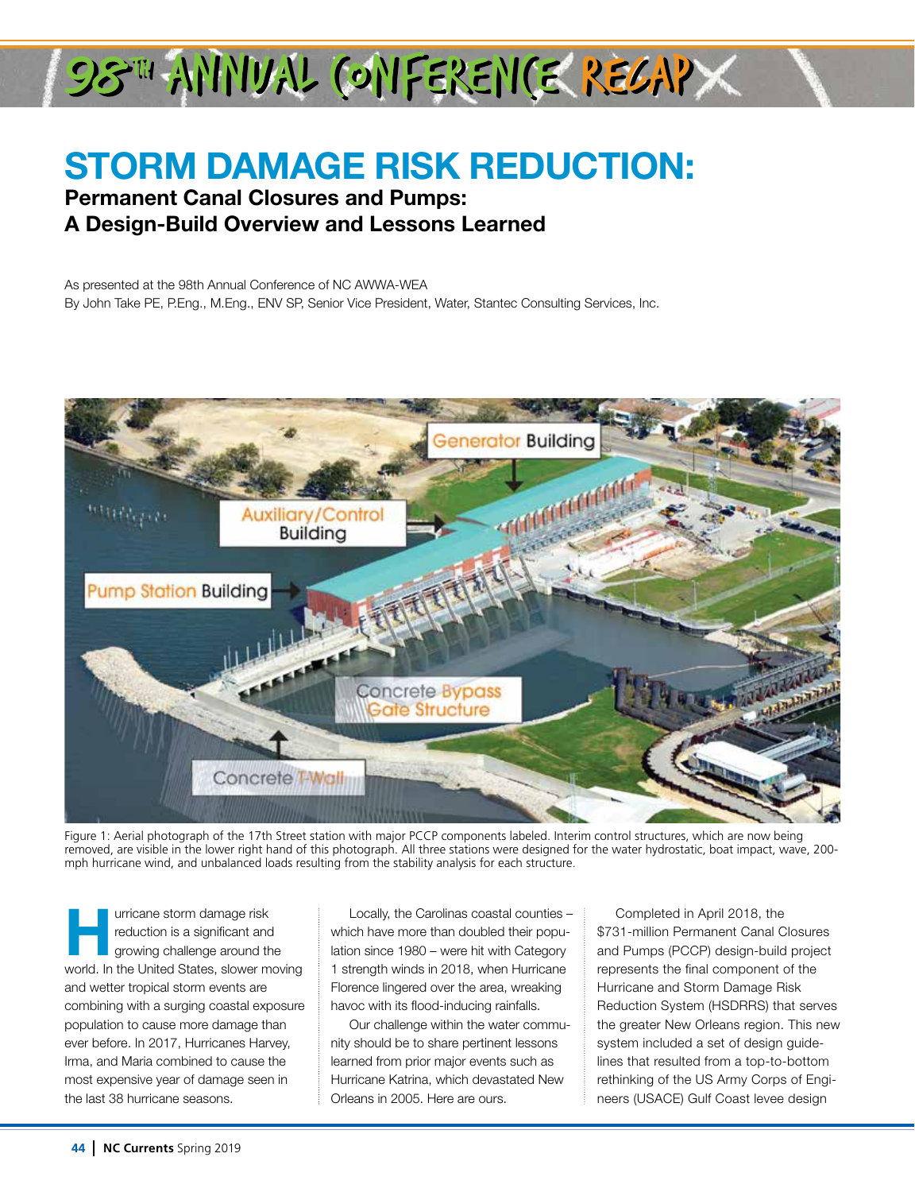# 98th Annual Conference Recap

## STORM DAMAGE RISK REDUCTION:

### Permanent Canal Closures and Pumps: A Design-Build Overview and Lessons Learned

As presented at the 98th Annual Conference of NC AWWA-WEA
By John Take PE, P.Eng., M.Eng., ENV SP, Senior Vice President, Water, Stantec Consulting Services, Inc.

Generator Building
Auxiliary/Control Building
Pump Station Building
Concrete Bypass Gate Structure
Concrete T-Wall

Figure 1: Aerial photograph of the 17th Street station with major PCCP components labeled. Interim control structures, which are now being removed, are visible in the lower right hand of this photograph. All three stations were designed for the water hydrostatic, boat impact, wave, 200-mph hurricane wind, and unbalanced loads resulting from the stability analysis for each structure.

Hurricane storm damage risk reduction is a significant and growing challenge around the world. In the United States, slower moving and wetter tropical storm events are combining with a surging coastal exposure population to cause more damage than ever before. In 2017, Hurricanes Harvey, Irma, and Maria combined to cause the most expensive year of damage seen in the last 38 hurricane seasons.

Locally, the Carolinas coastal counties – which have more than doubled their population since 1980 – were hit with Category 1 strength winds in 2018, when Hurricane Florence lingered over the area, wreaking havoc with its flood-inducing rainfalls.

Our challenge within the water community should be to share pertinent lessons learned from prior major events such as Hurricane Katrina, which devastated New Orleans in 2005. Here are ours.

Completed in April 2018, the $731-million Permanent Canal Closures and Pumps (PCCP) design-build project represents the final component of the Hurricane and Storm Damage Risk Reduction System (HSDRRS) that serves the greater New Orleans region. This new system included a set of design guidelines that resulted from a top-to-bottom rethinking of the US Army Corps of Engineers (USACE) Gulf Coast levee design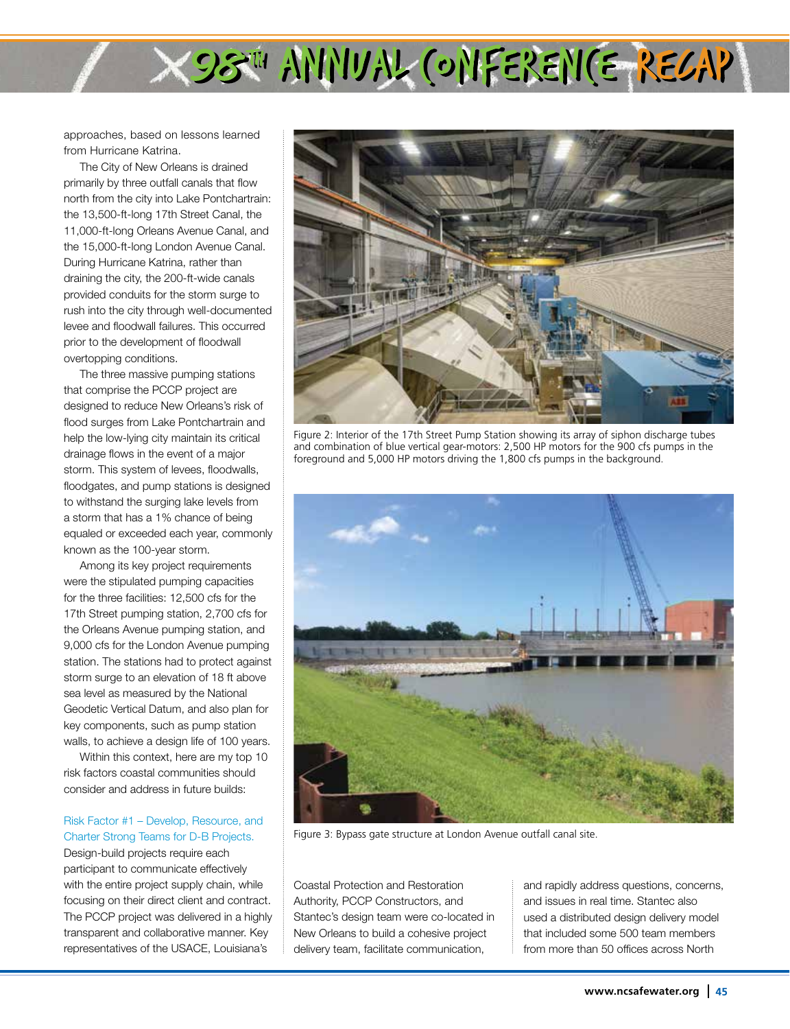approaches, based on lessons learned from Hurricane Katrina.

The City of New Orleans is drained primarily by three outfall canals that flow north from the city into Lake Pontchartrain: the 13,500-ft-long 17th Street Canal, the 11,000-ft-long Orleans Avenue Canal, and the 15,000-ft-long London Avenue Canal. During Hurricane Katrina, rather than draining the city, the 200-ft-wide canals provided conduits for the storm surge to rush into the city through well-documented levee and floodwall failures. This occurred prior to the development of floodwall overtopping conditions.

The three massive pumping stations that comprise the PCCP project are designed to reduce New Orleans's risk of flood surges from Lake Pontchartrain and help the low-lying city maintain its critical drainage flows in the event of a major storm. This system of levees, floodwalls, floodgates, and pump stations is designed to withstand the surging lake levels from a storm that has a 1% chance of being equaled or exceeded each year, commonly known as the 100-year storm.

Among its key project requirements were the stipulated pumping capacities for the three facilities: 12,500 cfs for the 17th Street pumping station, 2,700 cfs for the Orleans Avenue pumping station, and 9,000 cfs for the London Avenue pumping station. The stations had to protect against storm surge to an elevation of 18 ft above sea level as measured by the National Geodetic Vertical Datum, and also plan for key components, such as pump station walls, to achieve a design life of 100 years.

Within this context, here are my top 10 risk factors coastal communities should consider and address in future builds:

Figure 2: Interior of the 17th Street Pump Station showing its array of siphon discharge tubes and combination of blue vertical gear-motors: 2,500 HP motors for the 900 cfs pumps in the foreground and 5,000 HP motors driving the 1,800 cfs pumps in the background.

Figure 3: Bypass gate structure at London Avenue outfall canal site.

### Risk Factor #1 – Develop, Resource, and Charter Strong Teams for D-B Projects.

Design-build projects require each participant to communicate effectively with the entire project supply chain, while focusing on their direct client and contract. The PCCP project was delivered in a highly transparent and collaborative manner. Key representatives of the USACE, Louisiana's Coastal Protection and Restoration Authority, PCCP Constructors, and Stantec's design team were co-located in New Orleans to build a cohesive project delivery team, facilitate communication, and rapidly address questions, concerns, and issues in real time. Stantec also used a distributed design delivery model that included some 500 team members from more than 50 offices across North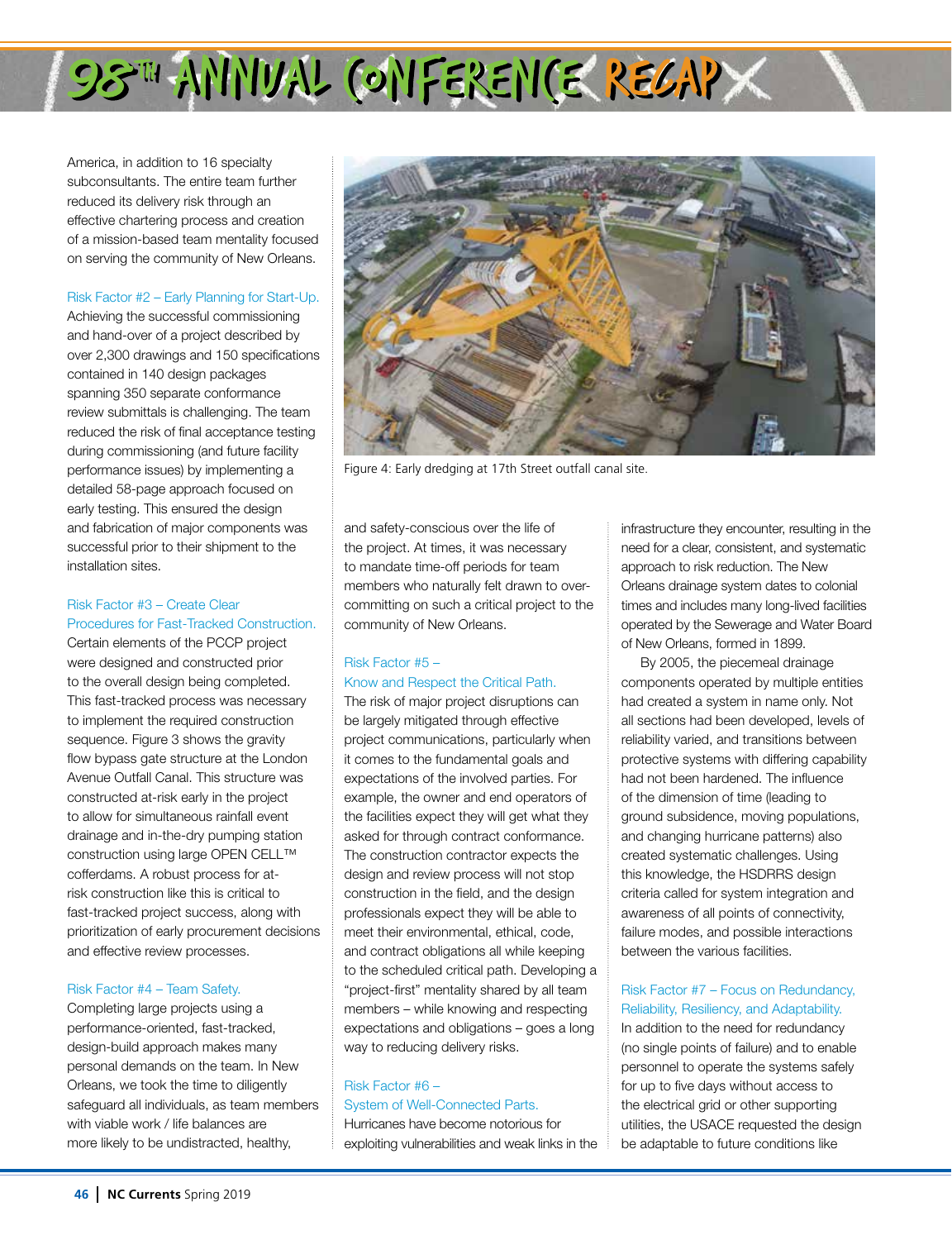America, in addition to 16 specialty subconsultants. The entire team further reduced its delivery risk through an effective chartering process and creation of a mission-based team mentality focused on serving the community of New Orleans.

Risk Factor #2 – Early Planning for Start-Up.
Achieving the successful commissioning and hand-over of a project described by over 2,300 drawings and 150 specifications contained in 140 design packages spanning 350 separate conformance review submittals is challenging. The team reduced the risk of final acceptance testing during commissioning (and future facility performance issues) by implementing a detailed 58-page approach focused on early testing. This ensured the design and fabrication of major components was successful prior to their shipment to the installation sites.

Risk Factor #3 – Create Clear Procedures for Fast-Tracked Construction.
Certain elements of the PCCP project were designed and constructed prior to the overall design being completed. This fast-tracked process was necessary to implement the required construction sequence. Figure 3 shows the gravity flow bypass gate structure at the London Avenue Outfall Canal. This structure was constructed at-risk early in the project to allow for simultaneous rainfall event drainage and in-the-dry pumping station construction using large OPEN CELL™ cofferdams. A robust process for at-risk construction like this is critical to fast-tracked project success, along with prioritization of early procurement decisions and effective review processes.

Risk Factor #4 – Team Safety.
Completing large projects using a performance-oriented, fast-tracked, design-build approach makes many personal demands on the team. In New Orleans, we took the time to diligently safeguard all individuals, as team members with viable work / life balances are more likely to be undistracted, healthy, and safety-conscious over the life of the project. At times, it was necessary to mandate time-off periods for team members who naturally felt drawn to over-committing on such a critical project to the community of New Orleans.

Figure 4: Early dredging at 17th Street outfall canal site.

Risk Factor #5 – Know and Respect the Critical Path.
The risk of major project disruptions can be largely mitigated through effective project communications, particularly when it comes to the fundamental goals and expectations of the involved parties. For example, the owner and end operators of the facilities expect they will get what they asked for through contract conformance. The construction contractor expects the design and review process will not stop construction in the field, and the design professionals expect they will be able to meet their environmental, ethical, code, and contract obligations all while keeping to the scheduled critical path. Developing a "project-first" mentality shared by all team members – while knowing and respecting expectations and obligations – goes a long way to reducing delivery risks.

Risk Factor #6 – System of Well-Connected Parts.
Hurricanes have become notorious for exploiting vulnerabilities and weak links in the infrastructure they encounter, resulting in the need for a clear, consistent, and systematic approach to risk reduction. The New Orleans drainage system dates to colonial times and includes many long-lived facilities operated by the Sewerage and Water Board of New Orleans, formed in 1899.

By 2005, the piecemeal drainage components operated by multiple entities had created a system in name only. Not all sections had been developed, levels of reliability varied, and transitions between protective systems with differing capability had not been hardened. The influence of the dimension of time (leading to ground subsidence, moving populations, and changing hurricane patterns) also created systematic challenges. Using this knowledge, the HSDRRS design criteria called for system integration and awareness of all points of connectivity, failure modes, and possible interactions between the various facilities.

Risk Factor #7 – Focus on Redundancy, Reliability, Resiliency, and Adaptability.
In addition to the need for redundancy (no single points of failure) and to enable personnel to operate the systems safely for up to five days without access to the electrical grid or other supporting utilities, the USACE requested the design be adaptable to future conditions like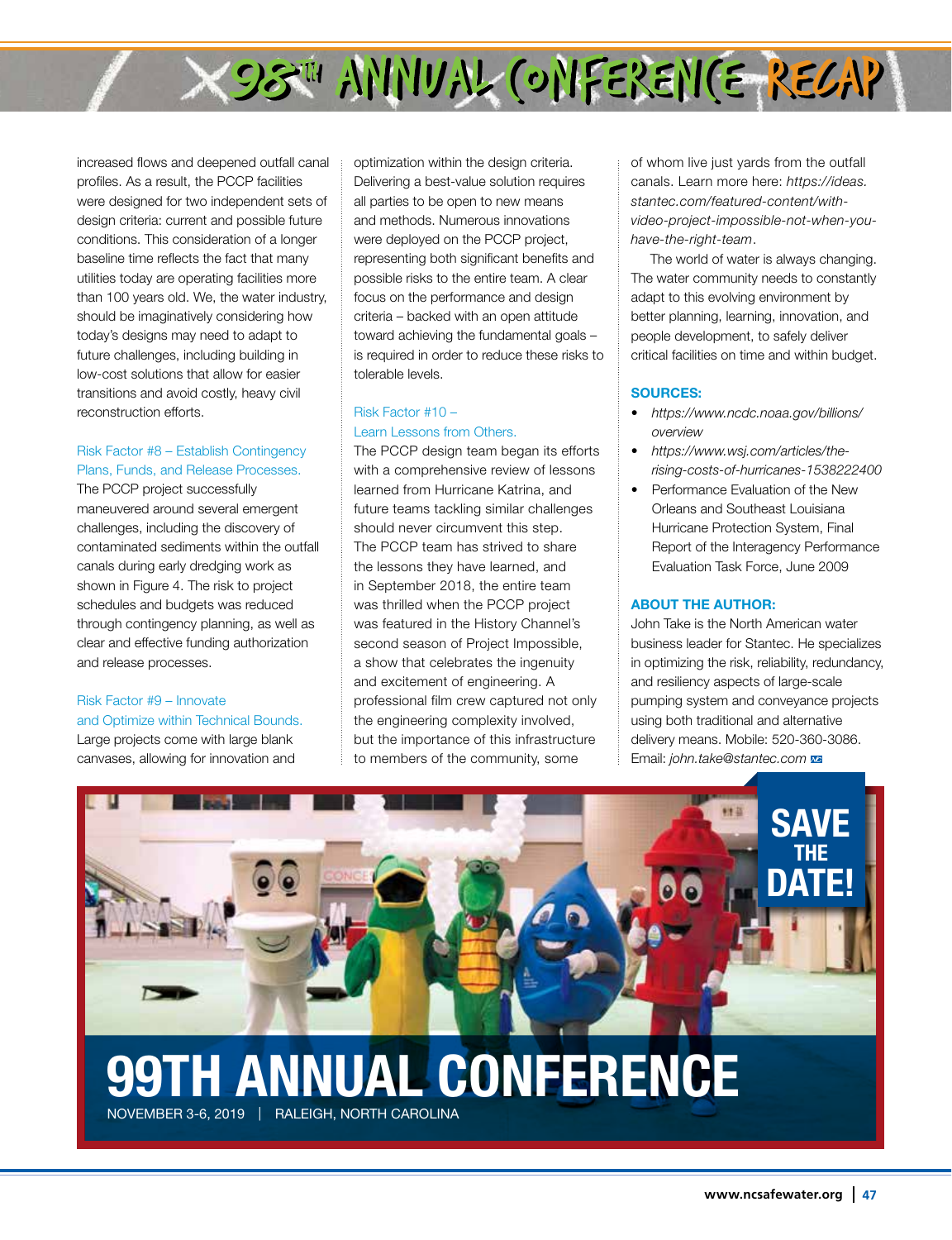increased flows and deepened outfall canal profiles. As a result, the PCCP facilities were designed for two independent sets of design criteria: current and possible future conditions. This consideration of a longer baseline time reflects the fact that many utilities today are operating facilities more than 100 years old. We, the water industry, should be imaginatively considering how today's designs may need to adapt to future challenges, including building in low-cost solutions that allow for easier transitions and avoid costly, heavy civil reconstruction efforts.

### Risk Factor #8 – Establish Contingency Plans, Funds, and Release Processes.

The PCCP project successfully maneuvered around several emergent challenges, including the discovery of contaminated sediments within the outfall canals during early dredging work as shown in Figure 4. The risk to project schedules and budgets was reduced through contingency planning, as well as clear and effective funding authorization and release processes.

### Risk Factor #9 – Innovate and Optimize within Technical Bounds.

Large projects come with large blank canvases, allowing for innovation and optimization within the design criteria. Delivering a best-value solution requires all parties to be open to new means and methods. Numerous innovations were deployed on the PCCP project, representing both significant benefits and possible risks to the entire team. A clear focus on the performance and design criteria – backed with an open attitude toward achieving the fundamental goals – is required in order to reduce these risks to tolerable levels.

### Risk Factor #10 – Learn Lessons from Others.

The PCCP design team began its efforts with a comprehensive review of lessons learned from Hurricane Katrina, and future teams tackling similar challenges should never circumvent this step. The PCCP team has strived to share the lessons they have learned, and in September 2018, the entire team was thrilled when the PCCP project was featured in the History Channel's second season of Project Impossible, a show that celebrates the ingenuity and excitement of engineering. A professional film crew captured not only the engineering complexity involved, but the importance of this infrastructure to members of the community, some of whom live just yards from the outfall canals. Learn more here: *https://ideas.stantec.com/featured-content/with-video-project-impossible-not-when-you-have-the-right-team*.

The world of water is always changing. The water community needs to constantly adapt to this evolving environment by better planning, learning, innovation, and people development, to safely deliver critical facilities on time and within budget.

### SOURCES:

- *https://www.ncdc.noaa.gov/billions/overview*
- *https://www.wsj.com/articles/the-rising-costs-of-hurricanes-1538222400*
- Performance Evaluation of the New Orleans and Southeast Louisiana Hurricane Protection System, Final Report of the Interagency Performance Evaluation Task Force, June 2009

### ABOUT THE AUTHOR:

John Take is the North American water business leader for Stantec. He specializes in optimizing the risk, reliability, redundancy, and resiliency aspects of large-scale pumping system and conveyance projects using both traditional and alternative delivery means. Mobile: 520-360-3086. Email: *john.take@stantec.com*

**SAVE THE DATE!**

## 99TH ANNUAL CONFERENCE

NOVEMBER 3-6, 2019 | RALEIGH, NORTH CAROLINA